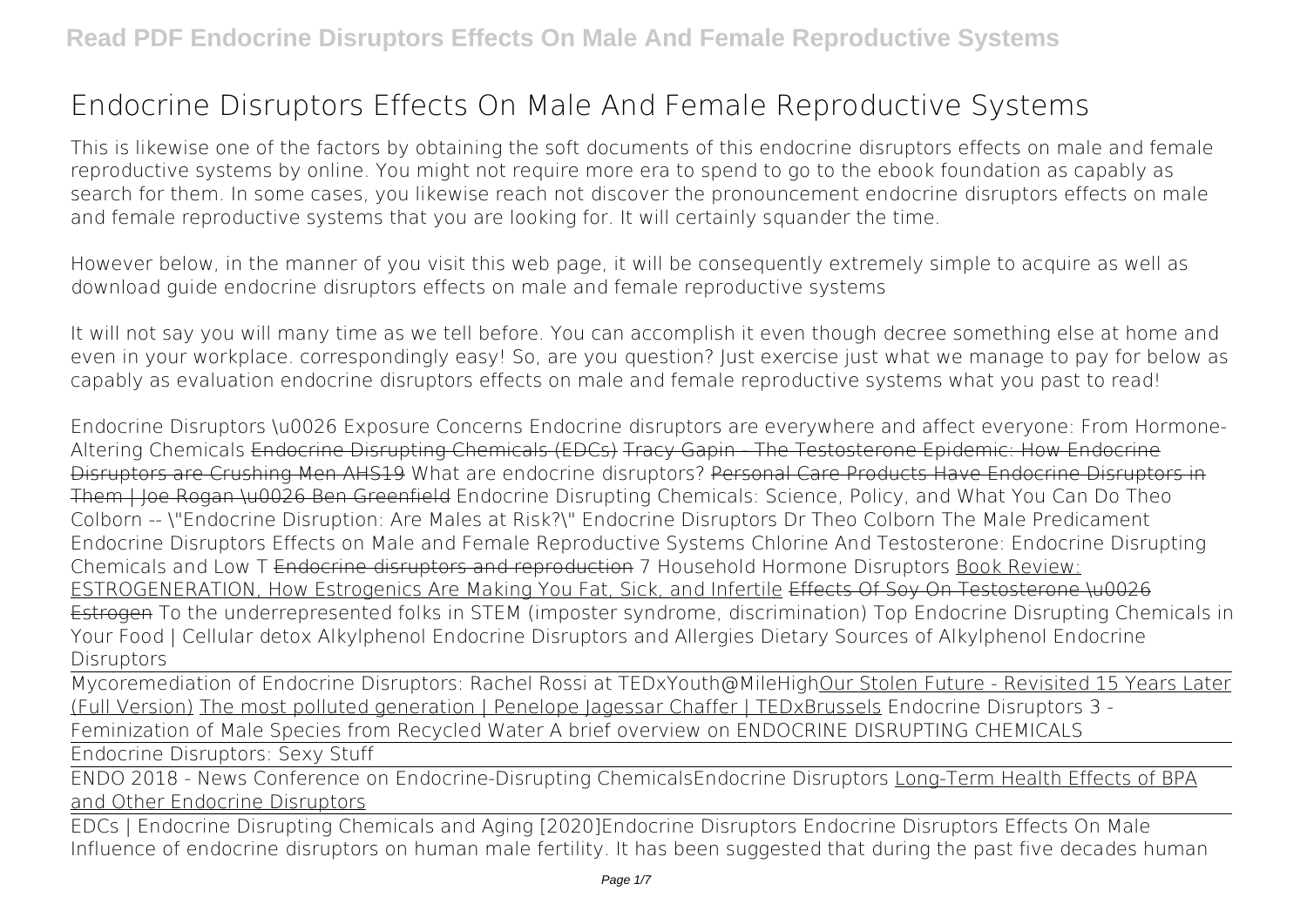# Endocrine Disruptors Effects On Male And Female Reproductive Systems

This is likewise one of the factors by obtaining the soft documents of this **endocrine disruptors effects on male and female reproductive systems** by online. You might not require more era to spend to go to the ebook foundation as capably as search for them. In some cases, you likewise reach not discover the pronouncement endocrine disruptors effects on male and female reproductive systems that you are looking for. It will certainly squander the time.

However below, in the manner of you visit this web page, it will be consequently extremely simple to acquire as well as download guide endocrine disruptors effects on male and female reproductive systems

It will not say you will many time as we tell before. You can accomplish it even though decree something else at home and even in your workplace. correspondingly easy! So, are you question? Just exercise just what we manage to pay for below as capably as evaluation **endocrine disruptors effects on male and female reproductive systems** what you past to read!

*Endocrine Disruptors & Exposure Concerns* *Endocrine disruptors are everywhere and affect everyone: From Hormone-Altering Chemicals* Endocrine Disrupting Chemicals (EDCs) Tracy Gapin - The Testosterone Epidemic: How Endocrine Disruptors are Crushing Men AHS19 *What are endocrine disruptors?* Personal Care Products Have Endocrine Disruptors in Them | Joe Rogan & Ben Greenfield *Endocrine Disrupting Chemicals: Science, Policy, and What You Can Do* *Theo Colborn -- "Endocrine Disruption: Are Males at Risk?"* *Endocrine Disruptors Dr Theo Colborn The Male Predicament* *Endocrine Disruptors Effects on Male and Female Reproductive Systems* *Chlorine And Testosterone: Endocrine Disrupting Chemicals and Low T* Endocrine disruptors and reproduction *7 Household Hormone Disruptors* Book Review: ESTROGENERATION, How Estrogenics Are Making You Fat, Sick, and Infertile Effects Of Soy On Testosterone & Estrogen *To the underrepresented folks in STEM (imposter syndrome, discrimination)* *Top Endocrine Disrupting Chemicals in Your Food | Cellular detox* *Alkylphenol Endocrine Disruptors and Allergies* *Dietary Sources of Alkylphenol Endocrine Disruptors*

Mycoremediation of Endocrine Disruptors: Rachel Rossi at TEDxYouth@MileHigh Our Stolen Future - Revisited 15 Years Later (Full Version) The most polluted generation | Penelope Jagessar Chaffer | TEDxBrussels *Endocrine Disruptors 3 - Feminization of Male Species from Recycled Water* *A brief overview on ENDOCRINE DISRUPTING CHEMICALS*

Endocrine Disruptors: Sexy Stuff

ENDO 2018 - News Conference on Endocrine-Disrupting Chemicals *Endocrine Disruptors* Long-Term Health Effects of BPA and Other Endocrine Disruptors

EDCs | Endocrine Disrupting Chemicals and Aging [2020] *Endocrine Disruptors* **Endocrine Disruptors Effects On Male**

Influence of endocrine disruptors on human male fertility. It has been suggested that during the past five decades human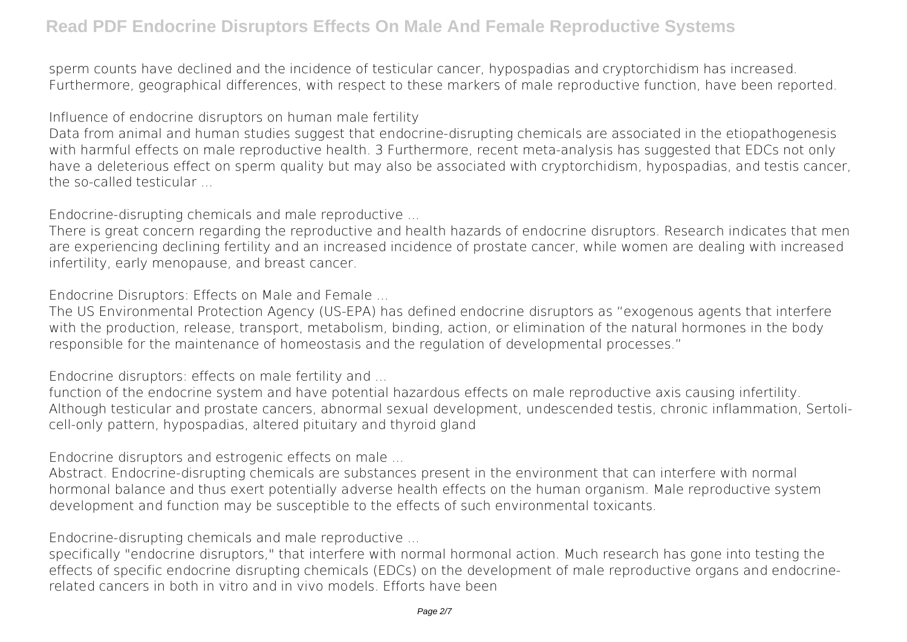sperm counts have declined and the incidence of testicular cancer, hypospadias and cryptorchidism has increased. Furthermore, geographical differences, with respect to these markers of male reproductive function, have been reported.

## Influence of endocrine disruptors on human male fertility

Data from animal and human studies suggest that endocrine-disrupting chemicals are associated in the etiopathogenesis with harmful effects on male reproductive health. 3 Furthermore, recent meta-analysis has suggested that EDCs not only have a deleterious effect on sperm quality but may also be associated with cryptorchidism, hypospadias, and testis cancer, the so-called testicular ...

## Endocrine-disrupting chemicals and male reproductive ...

There is great concern regarding the reproductive and health hazards of endocrine disruptors. Research indicates that men are experiencing declining fertility and an increased incidence of prostate cancer, while women are dealing with increased infertility, early menopause, and breast cancer.

## Endocrine Disruptors: Effects on Male and Female ...

The US Environmental Protection Agency (US-EPA) has defined endocrine disruptors as "exogenous agents that interfere with the production, release, transport, metabolism, binding, action, or elimination of the natural hormones in the body responsible for the maintenance of homeostasis and the regulation of developmental processes."

## Endocrine disruptors: effects on male fertility and ...

function of the endocrine system and have potential hazardous effects on male reproductive axis causing infertility. Although testicular and prostate cancers, abnormal sexual development, undescended testis, chronic inflammation, Sertoli-cell-only pattern, hypospadias, altered pituitary and thyroid gland

## Endocrine disruptors and estrogenic effects on male ...

Abstract. Endocrine-disrupting chemicals are substances present in the environment that can interfere with normal hormonal balance and thus exert potentially adverse health effects on the human organism. Male reproductive system development and function may be susceptible to the effects of such environmental toxicants.

## Endocrine-disrupting chemicals and male reproductive ...

specifically "endocrine disruptors," that interfere with normal hormonal action. Much research has gone into testing the effects of specific endocrine disrupting chemicals (EDCs) on the development of male reproductive organs and endocrine-related cancers in both in vitro and in vivo models. Efforts have been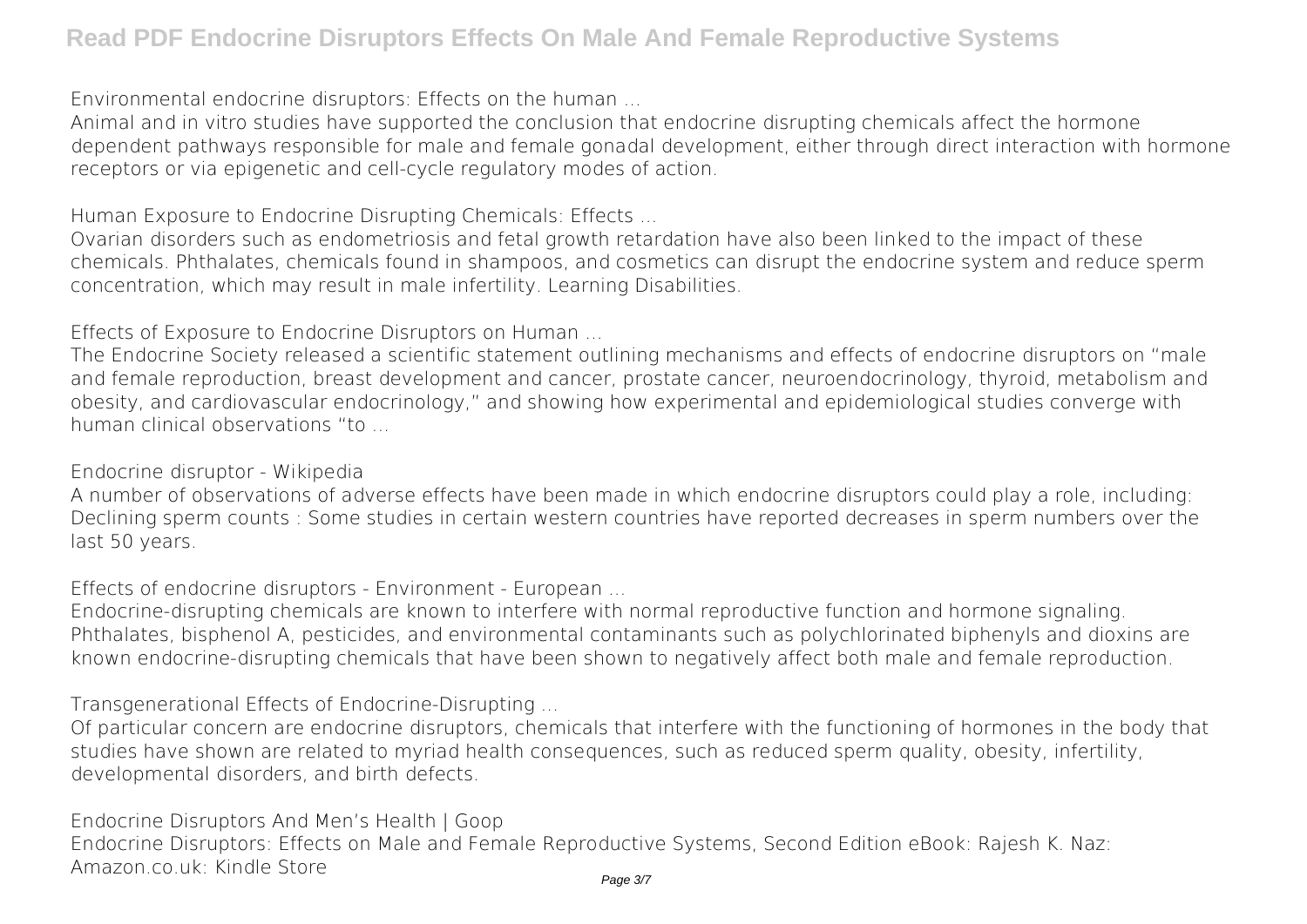**Environmental endocrine disruptors: Effects on the human ...**

Animal and in vitro studies have supported the conclusion that endocrine disrupting chemicals affect the hormone dependent pathways responsible for male and female gonadal development, either through direct interaction with hormone receptors or via epigenetic and cell-cycle regulatory modes of action.

**Human Exposure to Endocrine Disrupting Chemicals: Effects ...**

Ovarian disorders such as endometriosis and fetal growth retardation have also been linked to the impact of these chemicals. Phthalates, chemicals found in shampoos, and cosmetics can disrupt the endocrine system and reduce sperm concentration, which may result in male infertility. Learning Disabilities.

**Effects of Exposure to Endocrine Disruptors on Human ...**

The Endocrine Society released a scientific statement outlining mechanisms and effects of endocrine disruptors on "male and female reproduction, breast development and cancer, prostate cancer, neuroendocrinology, thyroid, metabolism and obesity, and cardiovascular endocrinology," and showing how experimental and epidemiological studies converge with human clinical observations "to ...

**Endocrine disruptor - Wikipedia**

A number of observations of adverse effects have been made in which endocrine disruptors could play a role, including: Declining sperm counts : Some studies in certain western countries have reported decreases in sperm numbers over the last 50 years.

**Effects of endocrine disruptors - Environment - European ...**

Endocrine-disrupting chemicals are known to interfere with normal reproductive function and hormone signaling. Phthalates, bisphenol A, pesticides, and environmental contaminants such as polychlorinated biphenyls and dioxins are known endocrine-disrupting chemicals that have been shown to negatively affect both male and female reproduction.

**Transgenerational Effects of Endocrine-Disrupting ...**

Of particular concern are endocrine disruptors, chemicals that interfere with the functioning of hormones in the body that studies have shown are related to myriad health consequences, such as reduced sperm quality, obesity, infertility, developmental disorders, and birth defects.

**Endocrine Disruptors And Men's Health | Goop**

Endocrine Disruptors: Effects on Male and Female Reproductive Systems, Second Edition eBook: Rajesh K. Naz: Amazon.co.uk: Kindle Store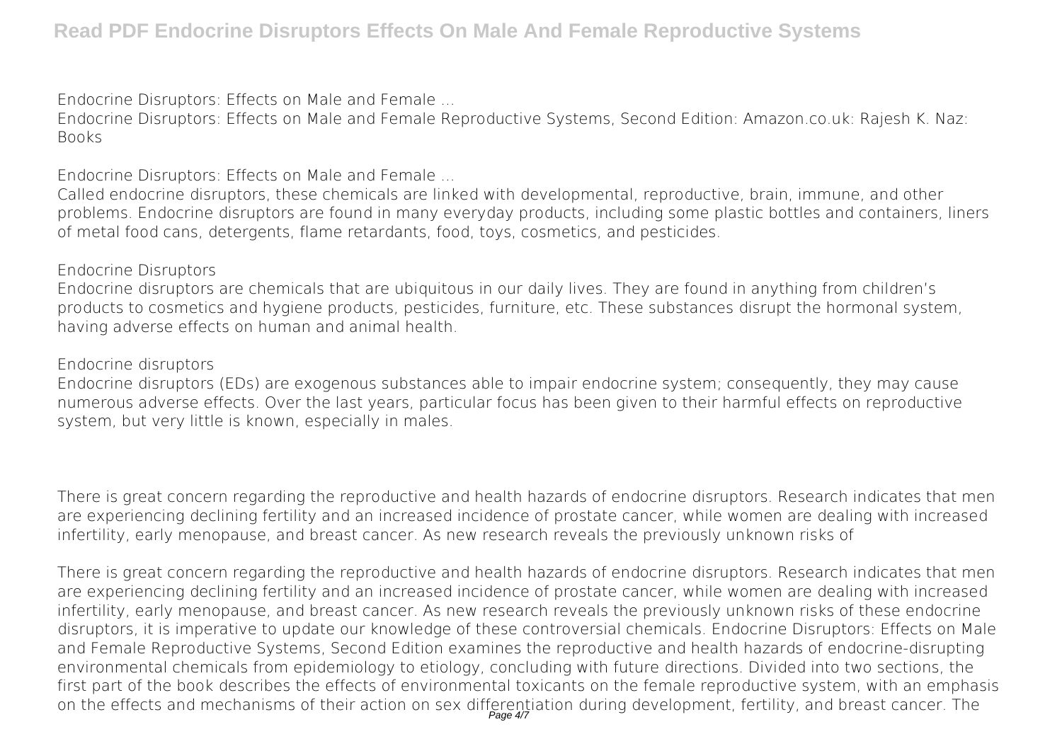Endocrine Disruptors: Effects on Male and Female ...

Endocrine Disruptors: Effects on Male and Female Reproductive Systems, Second Edition: Amazon.co.uk: Rajesh K. Naz: Books

Endocrine Disruptors: Effects on Male and Female ...

Called endocrine disruptors, these chemicals are linked with developmental, reproductive, brain, immune, and other problems. Endocrine disruptors are found in many everyday products, including some plastic bottles and containers, liners of metal food cans, detergents, flame retardants, food, toys, cosmetics, and pesticides.

Endocrine Disruptors

Endocrine disruptors are chemicals that are ubiquitous in our daily lives. They are found in anything from children's products to cosmetics and hygiene products, pesticides, furniture, etc. These substances disrupt the hormonal system, having adverse effects on human and animal health.

Endocrine disruptors

Endocrine disruptors (EDs) are exogenous substances able to impair endocrine system; consequently, they may cause numerous adverse effects. Over the last years, particular focus has been given to their harmful effects on reproductive system, but very little is known, especially in males.

There is great concern regarding the reproductive and health hazards of endocrine disruptors. Research indicates that men are experiencing declining fertility and an increased incidence of prostate cancer, while women are dealing with increased infertility, early menopause, and breast cancer. As new research reveals the previously unknown risks of

There is great concern regarding the reproductive and health hazards of endocrine disruptors. Research indicates that men are experiencing declining fertility and an increased incidence of prostate cancer, while women are dealing with increased infertility, early menopause, and breast cancer. As new research reveals the previously unknown risks of these endocrine disruptors, it is imperative to update our knowledge of these controversial chemicals. Endocrine Disruptors: Effects on Male and Female Reproductive Systems, Second Edition examines the reproductive and health hazards of endocrine-disrupting environmental chemicals from epidemiology to etiology, concluding with future directions. Divided into two sections, the first part of the book describes the effects of environmental toxicants on the female reproductive system, with an emphasis on the effects and mechanisms of their action on sex differentiation during development, fertility, and breast cancer. The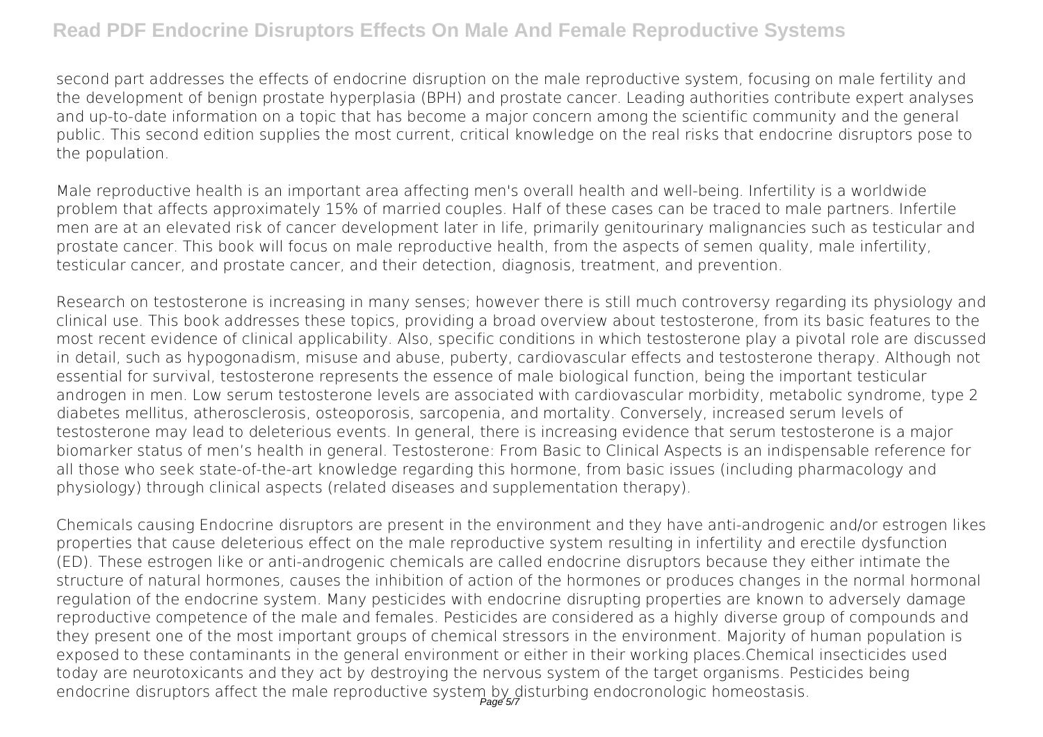second part addresses the effects of endocrine disruption on the male reproductive system, focusing on male fertility and the development of benign prostate hyperplasia (BPH) and prostate cancer. Leading authorities contribute expert analyses and up-to-date information on a topic that has become a major concern among the scientific community and the general public. This second edition supplies the most current, critical knowledge on the real risks that endocrine disruptors pose to the population.

Male reproductive health is an important area affecting men's overall health and well-being. Infertility is a worldwide problem that affects approximately 15% of married couples. Half of these cases can be traced to male partners. Infertile men are at an elevated risk of cancer development later in life, primarily genitourinary malignancies such as testicular and prostate cancer. This book will focus on male reproductive health, from the aspects of semen quality, male infertility, testicular cancer, and prostate cancer, and their detection, diagnosis, treatment, and prevention.

Research on testosterone is increasing in many senses; however there is still much controversy regarding its physiology and clinical use. This book addresses these topics, providing a broad overview about testosterone, from its basic features to the most recent evidence of clinical applicability. Also, specific conditions in which testosterone play a pivotal role are discussed in detail, such as hypogonadism, misuse and abuse, puberty, cardiovascular effects and testosterone therapy. Although not essential for survival, testosterone represents the essence of male biological function, being the important testicular androgen in men. Low serum testosterone levels are associated with cardiovascular morbidity, metabolic syndrome, type 2 diabetes mellitus, atherosclerosis, osteoporosis, sarcopenia, and mortality. Conversely, increased serum levels of testosterone may lead to deleterious events. In general, there is increasing evidence that serum testosterone is a major biomarker status of men's health in general. Testosterone: From Basic to Clinical Aspects is an indispensable reference for all those who seek state-of-the-art knowledge regarding this hormone, from basic issues (including pharmacology and physiology) through clinical aspects (related diseases and supplementation therapy).

Chemicals causing Endocrine disruptors are present in the environment and they have anti-androgenic and/or estrogen likes properties that cause deleterious effect on the male reproductive system resulting in infertility and erectile dysfunction (ED). These estrogen like or anti-androgenic chemicals are called endocrine disruptors because they either intimate the structure of natural hormones, causes the inhibition of action of the hormones or produces changes in the normal hormonal regulation of the endocrine system. Many pesticides with endocrine disrupting properties are known to adversely damage reproductive competence of the male and females. Pesticides are considered as a highly diverse group of compounds and they present one of the most important groups of chemical stressors in the environment. Majority of human population is exposed to these contaminants in the general environment or either in their working places.Chemical insecticides used today are neurotoxicants and they act by destroying the nervous system of the target organisms. Pesticides being endocrine disruptors affect the male reproductive system by disturbing endocronologic homeostasis.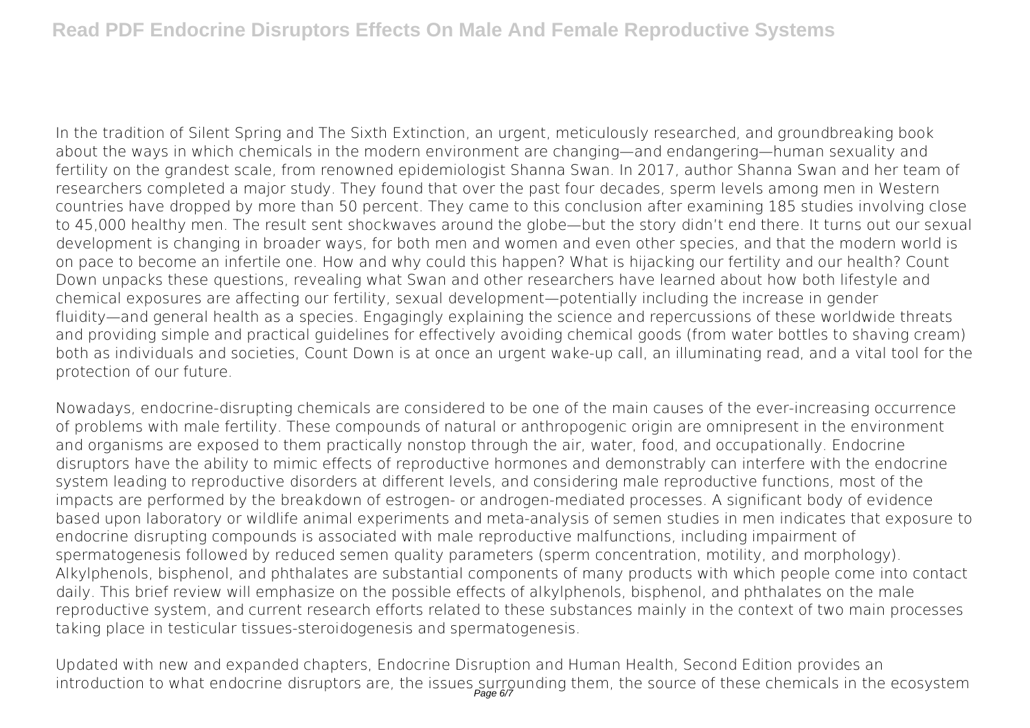In the tradition of Silent Spring and The Sixth Extinction, an urgent, meticulously researched, and groundbreaking book about the ways in which chemicals in the modern environment are changing—and endangering—human sexuality and fertility on the grandest scale, from renowned epidemiologist Shanna Swan. In 2017, author Shanna Swan and her team of researchers completed a major study. They found that over the past four decades, sperm levels among men in Western countries have dropped by more than 50 percent. They came to this conclusion after examining 185 studies involving close to 45,000 healthy men. The result sent shockwaves around the globe—but the story didn't end there. It turns out our sexual development is changing in broader ways, for both men and women and even other species, and that the modern world is on pace to become an infertile one. How and why could this happen? What is hijacking our fertility and our health? Count Down unpacks these questions, revealing what Swan and other researchers have learned about how both lifestyle and chemical exposures are affecting our fertility, sexual development—potentially including the increase in gender fluidity—and general health as a species. Engagingly explaining the science and repercussions of these worldwide threats and providing simple and practical guidelines for effectively avoiding chemical goods (from water bottles to shaving cream) both as individuals and societies, Count Down is at once an urgent wake-up call, an illuminating read, and a vital tool for the protection of our future.

Nowadays, endocrine-disrupting chemicals are considered to be one of the main causes of the ever-increasing occurrence of problems with male fertility. These compounds of natural or anthropogenic origin are omnipresent in the environment and organisms are exposed to them practically nonstop through the air, water, food, and occupationally. Endocrine disruptors have the ability to mimic effects of reproductive hormones and demonstrably can interfere with the endocrine system leading to reproductive disorders at different levels, and considering male reproductive functions, most of the impacts are performed by the breakdown of estrogen- or androgen-mediated processes. A significant body of evidence based upon laboratory or wildlife animal experiments and meta-analysis of semen studies in men indicates that exposure to endocrine disrupting compounds is associated with male reproductive malfunctions, including impairment of spermatogenesis followed by reduced semen quality parameters (sperm concentration, motility, and morphology). Alkylphenols, bisphenol, and phthalates are substantial components of many products with which people come into contact daily. This brief review will emphasize on the possible effects of alkylphenols, bisphenol, and phthalates on the male reproductive system, and current research efforts related to these substances mainly in the context of two main processes taking place in testicular tissues-steroidogenesis and spermatogenesis.

Updated with new and expanded chapters, Endocrine Disruption and Human Health, Second Edition provides an introduction to what endocrine disruptors are, the issues surrounding them, the source of these chemicals in the ecosystem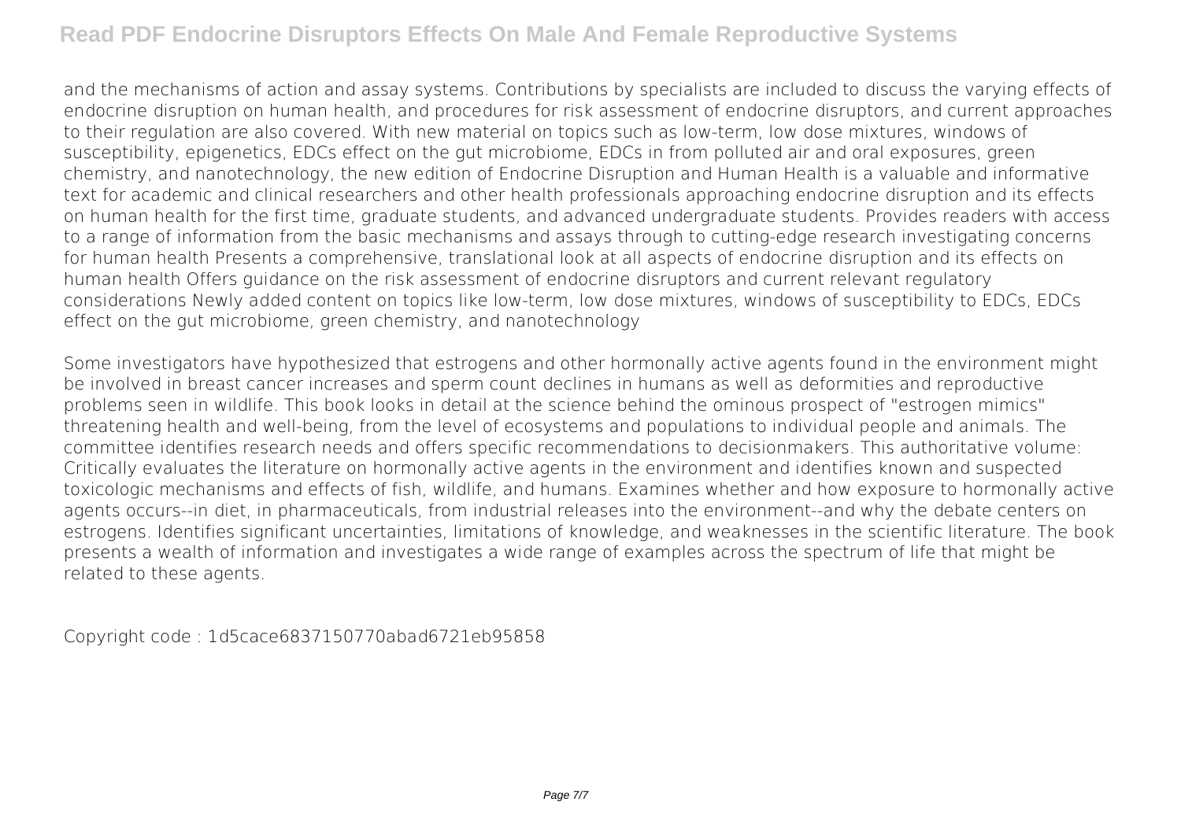and the mechanisms of action and assay systems. Contributions by specialists are included to discuss the varying effects of endocrine disruption on human health, and procedures for risk assessment of endocrine disruptors, and current approaches to their regulation are also covered. With new material on topics such as low-term, low dose mixtures, windows of susceptibility, epigenetics, EDCs effect on the gut microbiome, EDCs in from polluted air and oral exposures, green chemistry, and nanotechnology, the new edition of Endocrine Disruption and Human Health is a valuable and informative text for academic and clinical researchers and other health professionals approaching endocrine disruption and its effects on human health for the first time, graduate students, and advanced undergraduate students. Provides readers with access to a range of information from the basic mechanisms and assays through to cutting-edge research investigating concerns for human health Presents a comprehensive, translational look at all aspects of endocrine disruption and its effects on human health Offers guidance on the risk assessment of endocrine disruptors and current relevant regulatory considerations Newly added content on topics like low-term, low dose mixtures, windows of susceptibility to EDCs, EDCs effect on the gut microbiome, green chemistry, and nanotechnology

Some investigators have hypothesized that estrogens and other hormonally active agents found in the environment might be involved in breast cancer increases and sperm count declines in humans as well as deformities and reproductive problems seen in wildlife. This book looks in detail at the science behind the ominous prospect of "estrogen mimics" threatening health and well-being, from the level of ecosystems and populations to individual people and animals. The committee identifies research needs and offers specific recommendations to decisionmakers. This authoritative volume: Critically evaluates the literature on hormonally active agents in the environment and identifies known and suspected toxicologic mechanisms and effects of fish, wildlife, and humans. Examines whether and how exposure to hormonally active agents occurs--in diet, in pharmaceuticals, from industrial releases into the environment--and why the debate centers on estrogens. Identifies significant uncertainties, limitations of knowledge, and weaknesses in the scientific literature. The book presents a wealth of information and investigates a wide range of examples across the spectrum of life that might be related to these agents.

Copyright code : 1d5cace6837150770abad6721eb95858